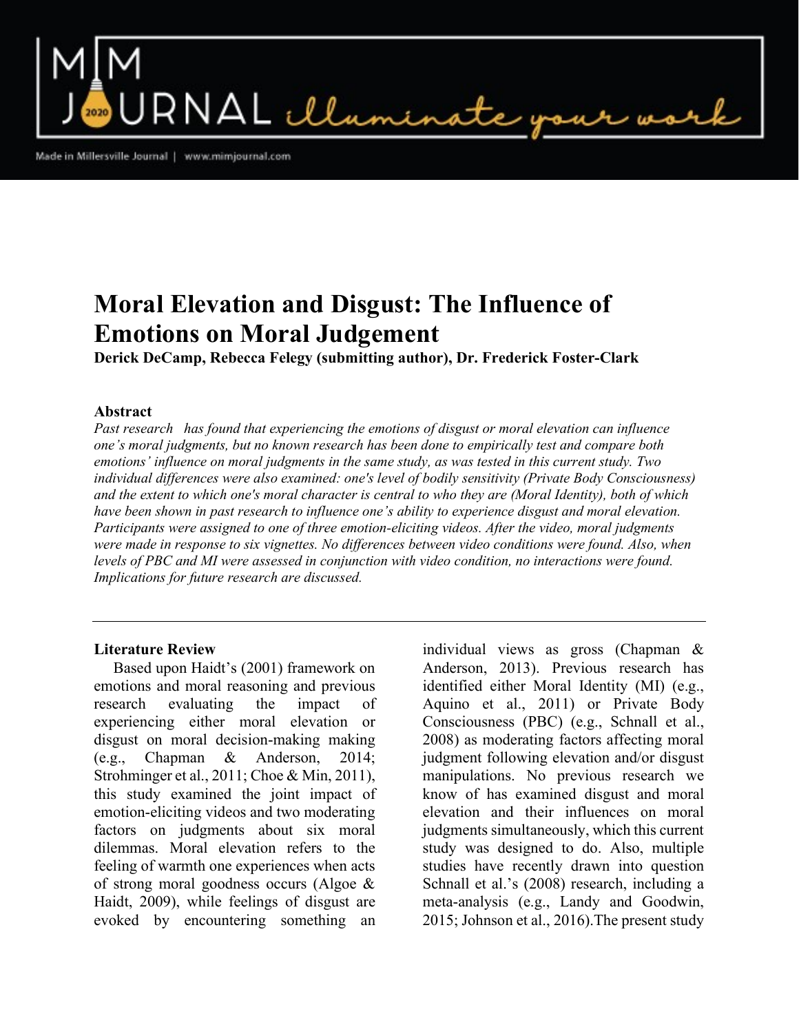# Moral Elevation and Disgust: The Influence of Emotions on Moral Judgement

**Derick DeCamp, Rebecca Felegy (submitting author), Dr. Frederick Foster-Clark**

## Abstract

*Past research has found that experiencing the emotions of disgust or moral elevation can influence one's moral judgments, but no known research has been done to empirically test and compare both emotions' influence on moral judgments in the same study, as was tested in this current study. Two individual differences were also examined: one's level of bodily sensitivity (Private Body Consciousness) and the extent to which one's moral character is central to who they are (Moral Identity), both of which have been shown in past research to influence one's ability to experience disgust and moral elevation. Participants were assigned to one of three emotion-eliciting videos. After the video, moral judgments were made in response to six vignettes. No differences between video conditions were found. Also, when levels of PBC and MI were assessed in conjunction with video condition, no interactions were found. Implications for future research are discussed.*

---

## Literature Review

Based upon Haidt's (2001) framework on emotions and moral reasoning and previous research evaluating the impact of experiencing either moral elevation or disgust on moral decision-making making (e.g., Chapman & Anderson, 2014; Strohminger et al., 2011; Choe & Min, 2011), this study examined the joint impact of emotion-eliciting videos and two moderating factors on judgments about six moral dilemmas. Moral elevation refers to the feeling of warmth one experiences when acts of strong moral goodness occurs (Algoe & Haidt, 2009), while feelings of disgust are evoked by encountering something an individual views as gross (Chapman & Anderson, 2013). Previous research has identified either Moral Identity (MI) (e.g., Aquino et al., 2011) or Private Body Consciousness (PBC) (e.g., Schnall et al., 2008) as moderating factors affecting moral judgment following elevation and/or disgust manipulations. No previous research we know of has examined disgust and moral elevation and their influences on moral judgments simultaneously, which this current study was designed to do. Also, multiple studies have recently drawn into question Schnall et al.'s (2008) research, including a meta-analysis (e.g., Landy and Goodwin, 2015; Johnson et al., 2016).The present study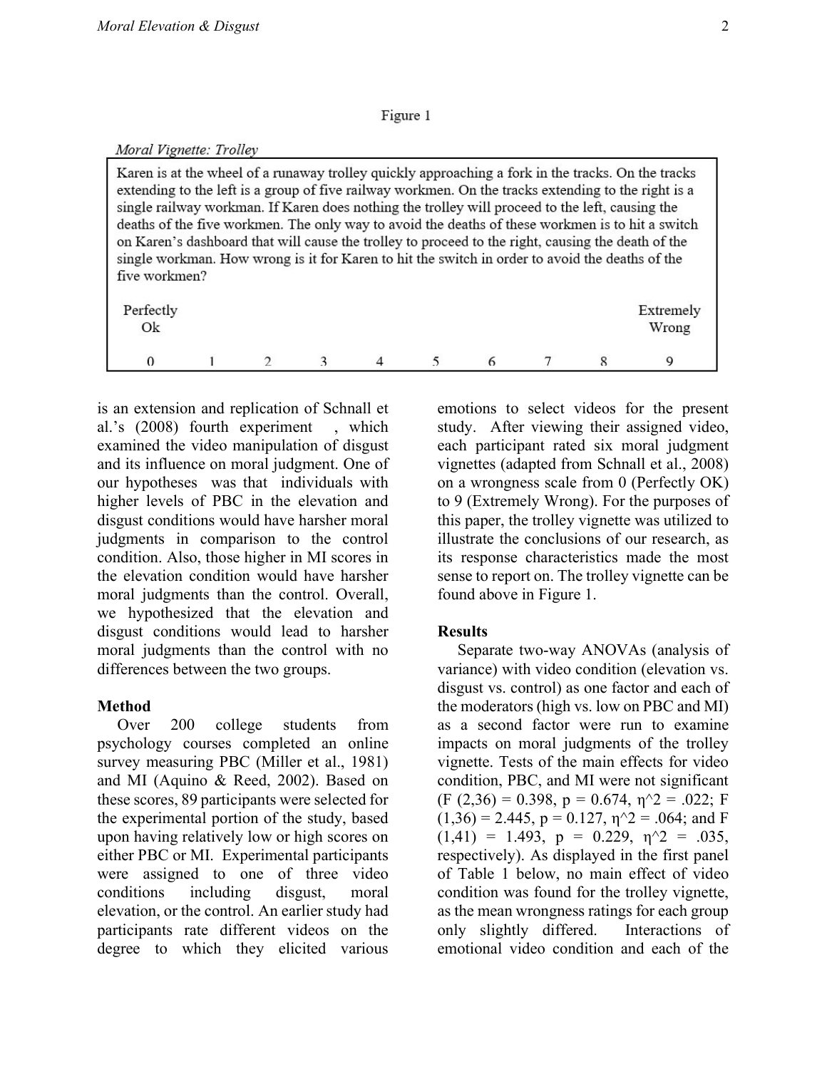Figure 1

*Moral Vignette: Trolley*

Karen is at the wheel of a runaway trolley quickly approaching a fork in the tracks. On the tracks extending to the left is a group of five railway workmen. On the tracks extending to the right is a single railway workman. If Karen does nothing the trolley will proceed to the left, causing the deaths of the five workmen. The only way to avoid the deaths of these workmen is to hit a switch on Karen's dashboard that will cause the trolley to proceed to the right, causing the death of the single workman. How wrong is it for Karen to hit the switch in order to avoid the deaths of the five workmen?

| Perfectly Ok | | | | | | | | | Extremely Wrong |
|---|---|---|---|---|---|---|---|---|---|
| 0 | 1 | 2 | 3 | 4 | 5 | 6 | 7 | 8 | 9 |

is an extension and replication of Schnall et al.'s (2008) fourth experiment , which examined the video manipulation of disgust and its influence on moral judgment. One of our hypotheses was that individuals with higher levels of PBC in the elevation and disgust conditions would have harsher moral judgments in comparison to the control condition. Also, those higher in MI scores in the elevation condition would have harsher moral judgments than the control. Overall, we hypothesized that the elevation and disgust conditions would lead to harsher moral judgments than the control with no differences between the two groups.

**Method**

Over 200 college students from psychology courses completed an online survey measuring PBC (Miller et al., 1981) and MI (Aquino & Reed, 2002). Based on these scores, 89 participants were selected for the experimental portion of the study, based upon having relatively low or high scores on either PBC or MI. Experimental participants were assigned to one of three video conditions including disgust, moral elevation, or the control. An earlier study had participants rate different videos on the degree to which they elicited various emotions to select videos for the present study. After viewing their assigned video, each participant rated six moral judgment vignettes (adapted from Schnall et al., 2008) on a wrongness scale from 0 (Perfectly OK) to 9 (Extremely Wrong). For the purposes of this paper, the trolley vignette was utilized to illustrate the conclusions of our research, as its response characteristics made the most sense to report on. The trolley vignette can be found above in Figure 1.

**Results**

Separate two-way ANOVAs (analysis of variance) with video condition (elevation vs. disgust vs. control) as one factor and each of the moderators (high vs. low on PBC and MI) as a second factor were run to examine impacts on moral judgments of the trolley vignette. Tests of the main effects for video condition, PBC, and MI were not significant ($F(2,36) = 0.398$, $p = 0.674$, $\eta^2 = .022$; $F(1,36) = 2.445$, $p = 0.127$, $\eta^2 = .064$; and $F(1,41) = 1.493$, $p = 0.229$, $\eta^2 = .035$, respectively). As displayed in the first panel of Table 1 below, no main effect of video condition was found for the trolley vignette, as the mean wrongness ratings for each group only slightly differed. Interactions of emotional video condition and each of the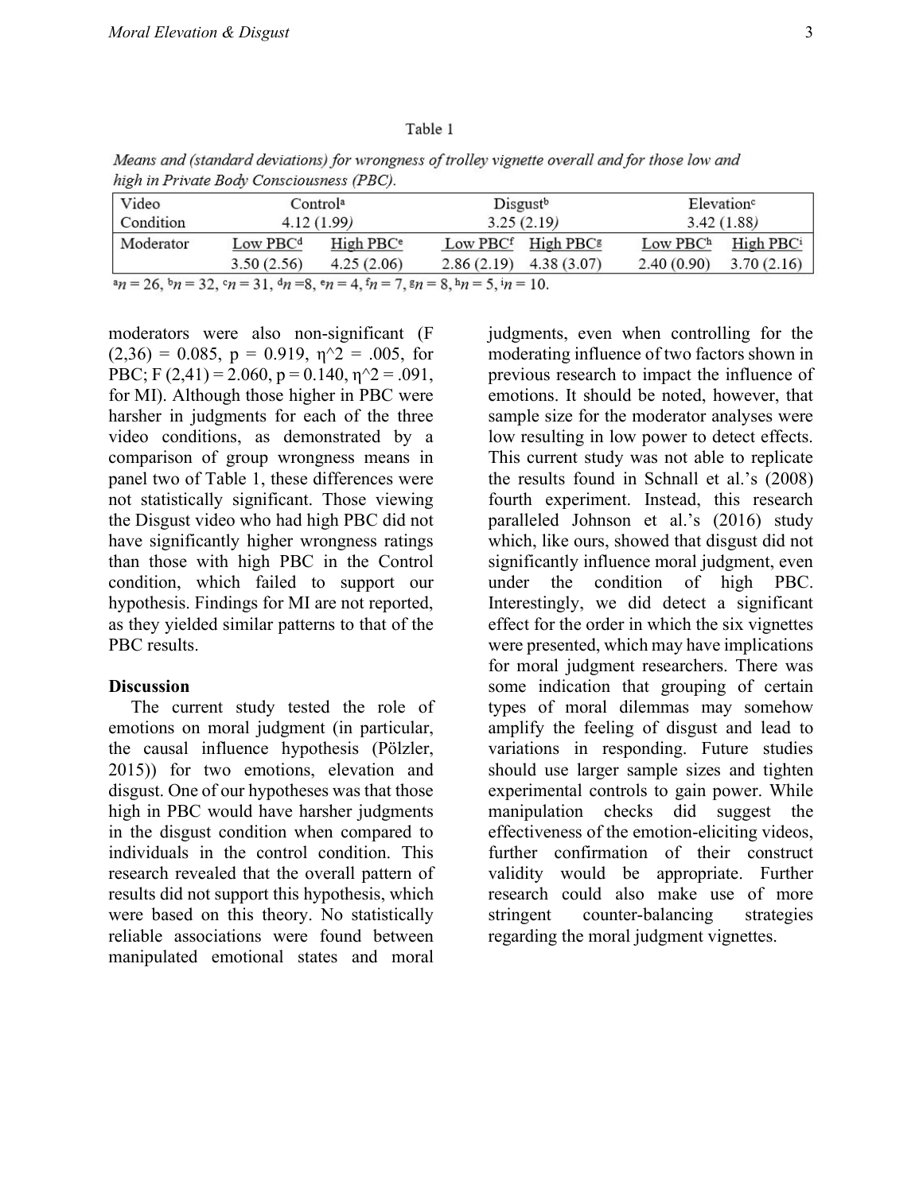Table 1

*Means and (standard deviations) for wrongness of trolley vignette overall and for those low and high in Private Body Consciousness (PBC).*

| Video Condition | Control[a] | | Disgust[b] | | Elevation[c] | |
|---|---|---|---|---|---|---|
| | 4.12 (1.99) | | 3.25 (2.19) | | 3.42 (1.88) | |
| Moderator | Low PBC[d] | High PBC[e] | Low PBC[f] | High PBC[g] | Low PBC[h] | High PBC[i] |
| | 3.50 (2.56) | 4.25 (2.06) | 2.86 (2.19) | 4.38 (3.07) | 2.40 (0.90) | 3.70 (2.16) |

[a] *n* = 26, [b] *n* = 32, [c] *n* = 31, [d] *n* = 8, [e] *n* = 4, [f] *n* = 7, [g] *n* = 8, [h] *n* = 5, [i] *n* = 10.

moderators were also non-significant ($F(2,36) = 0.085$, $p = 0.919$, $\eta^2 = .005$, for PBC; $F(2,41) = 2.060$, $p = 0.140$, $\eta^2 = .091$, for MI). Although those higher in PBC were harsher in judgments for each of the three video conditions, as demonstrated by a comparison of group wrongness means in panel two of Table 1, these differences were not statistically significant. Those viewing the Disgust video who had high PBC did not have significantly higher wrongness ratings than those with high PBC in the Control condition, which failed to support our hypothesis. Findings for MI are not reported, as they yielded similar patterns to that of the PBC results.

**Discussion**

The current study tested the role of emotions on moral judgment (in particular, the causal influence hypothesis (Pölzler, 2015)) for two emotions, elevation and disgust. One of our hypotheses was that those high in PBC would have harsher judgments in the disgust condition when compared to individuals in the control condition. This research revealed that the overall pattern of results did not support this hypothesis, which were based on this theory. No statistically reliable associations were found between manipulated emotional states and moral judgments, even when controlling for the moderating influence of two factors shown in previous research to impact the influence of emotions. It should be noted, however, that sample size for the moderator analyses were low resulting in low power to detect effects. This current study was not able to replicate the results found in Schnall et al.'s (2008) fourth experiment. Instead, this research paralleled Johnson et al.'s (2016) study which, like ours, showed that disgust did not significantly influence moral judgment, even under the condition of high PBC. Interestingly, we did detect a significant effect for the order in which the six vignettes were presented, which may have implications for moral judgment researchers. There was some indication that grouping of certain types of moral dilemmas may somehow amplify the feeling of disgust and lead to variations in responding. Future studies should use larger sample sizes and tighten experimental controls to gain power. While manipulation checks did suggest the effectiveness of the emotion-eliciting videos, further confirmation of their construct validity would be appropriate. Further research could also make use of more stringent counter-balancing strategies regarding the moral judgment vignettes.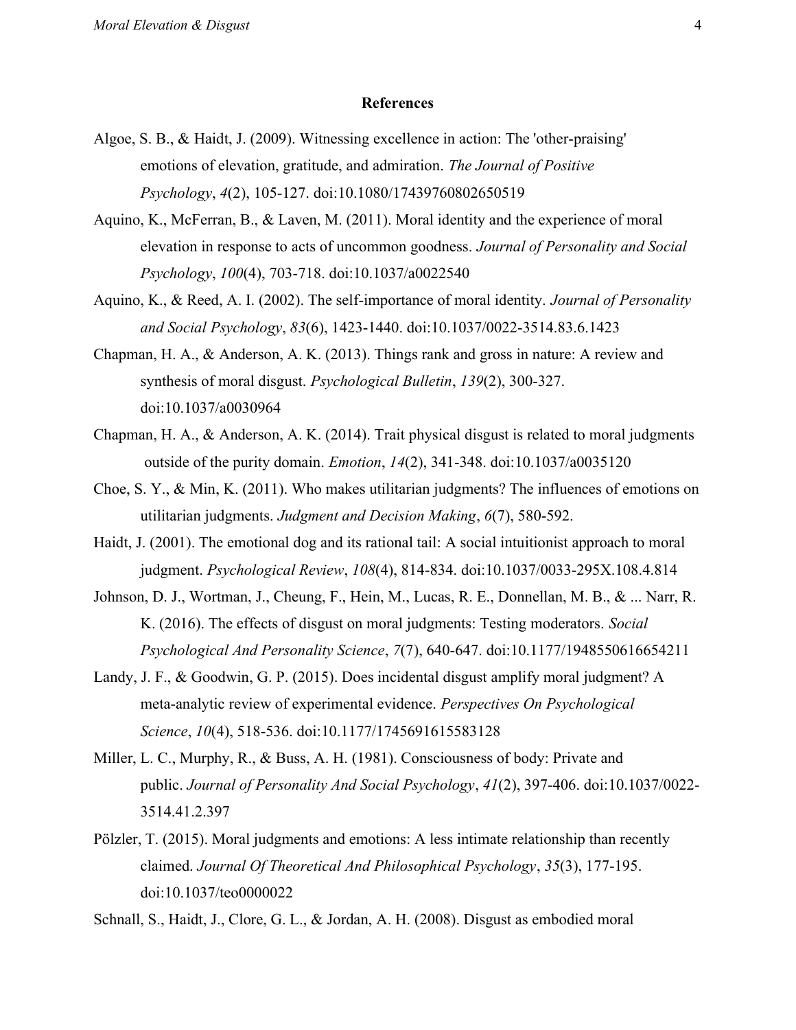## References

Algoe, S. B., & Haidt, J. (2009). Witnessing excellence in action: The 'other-praising' emotions of elevation, gratitude, and admiration. *The Journal of Positive Psychology*, *4*(2), 105-127. doi:10.1080/17439760802650519

Aquino, K., McFerran, B., & Laven, M. (2011). Moral identity and the experience of moral elevation in response to acts of uncommon goodness. *Journal of Personality and Social Psychology*, *100*(4), 703-718. doi:10.1037/a0022540

Aquino, K., & Reed, A. I. (2002). The self-importance of moral identity. *Journal of Personality and Social Psychology*, *83*(6), 1423-1440. doi:10.1037/0022-3514.83.6.1423

Chapman, H. A., & Anderson, A. K. (2013). Things rank and gross in nature: A review and synthesis of moral disgust. *Psychological Bulletin*, *139*(2), 300-327. doi:10.1037/a0030964

Chapman, H. A., & Anderson, A. K. (2014). Trait physical disgust is related to moral judgments outside of the purity domain. *Emotion*, *14*(2), 341-348. doi:10.1037/a0035120

Choe, S. Y., & Min, K. (2011). Who makes utilitarian judgments? The influences of emotions on utilitarian judgments. *Judgment and Decision Making*, *6*(7), 580-592.

Haidt, J. (2001). The emotional dog and its rational tail: A social intuitionist approach to moral judgment. *Psychological Review*, *108*(4), 814-834. doi:10.1037/0033-295X.108.4.814

Johnson, D. J., Wortman, J., Cheung, F., Hein, M., Lucas, R. E., Donnellan, M. B., & ... Narr, R. K. (2016). The effects of disgust on moral judgments: Testing moderators. *Social Psychological And Personality Science*, *7*(7), 640-647. doi:10.1177/1948550616654211

Landy, J. F., & Goodwin, G. P. (2015). Does incidental disgust amplify moral judgment? A meta-analytic review of experimental evidence. *Perspectives On Psychological Science*, *10*(4), 518-536. doi:10.1177/1745691615583128

Miller, L. C., Murphy, R., & Buss, A. H. (1981). Consciousness of body: Private and public. *Journal of Personality And Social Psychology*, *41*(2), 397-406. doi:10.1037/0022-3514.41.2.397

Pölzler, T. (2015). Moral judgments and emotions: A less intimate relationship than recently claimed. *Journal Of Theoretical And Philosophical Psychology*, *35*(3), 177-195. doi:10.1037/teo0000022

Schnall, S., Haidt, J., Clore, G. L., & Jordan, A. H. (2008). Disgust as embodied moral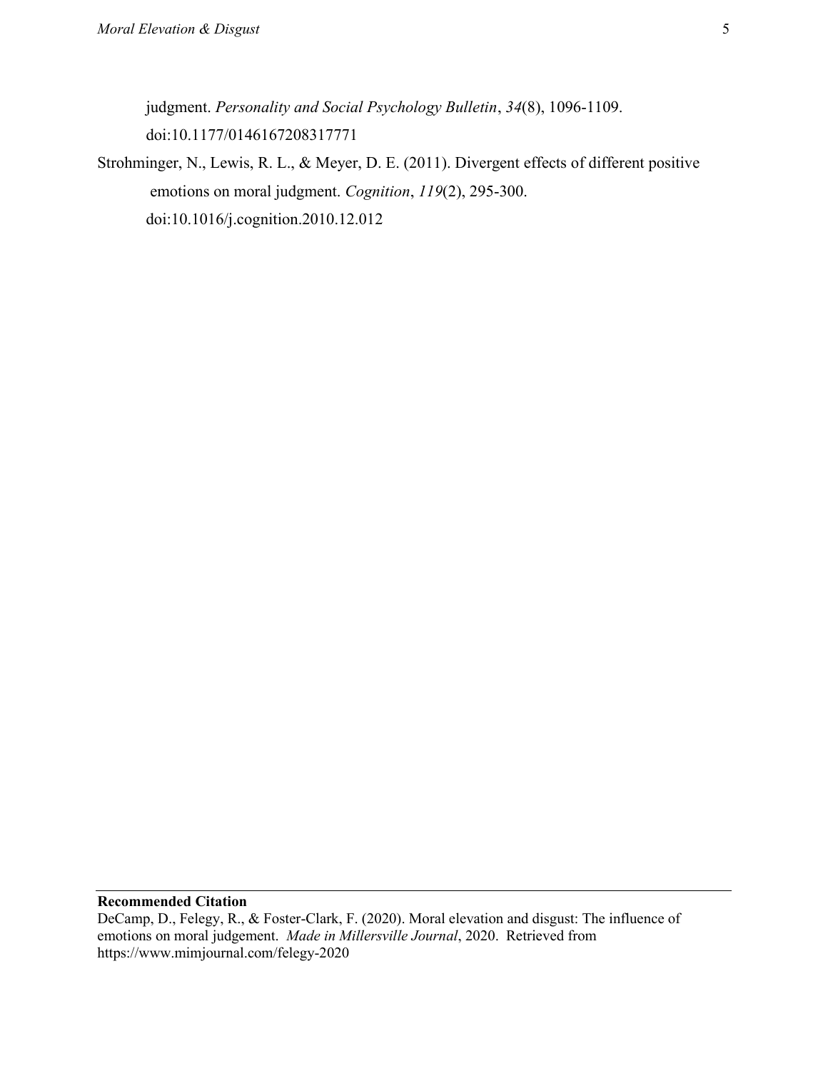judgment. *Personality and Social Psychology Bulletin*, *34*(8), 1096-1109. doi:10.1177/0146167208317771

Strohminger, N., Lewis, R. L., & Meyer, D. E. (2011). Divergent effects of different positive emotions on moral judgment. *Cognition*, *119*(2), 295-300. doi:10.1016/j.cognition.2010.12.012

---

**Recommended Citation**

DeCamp, D., Felegy, R., & Foster-Clark, F. (2020). Moral elevation and disgust: The influence of emotions on moral judgement. *Made in Millersville Journal*, 2020. Retrieved from https://www.mimjournal.com/felegy-2020